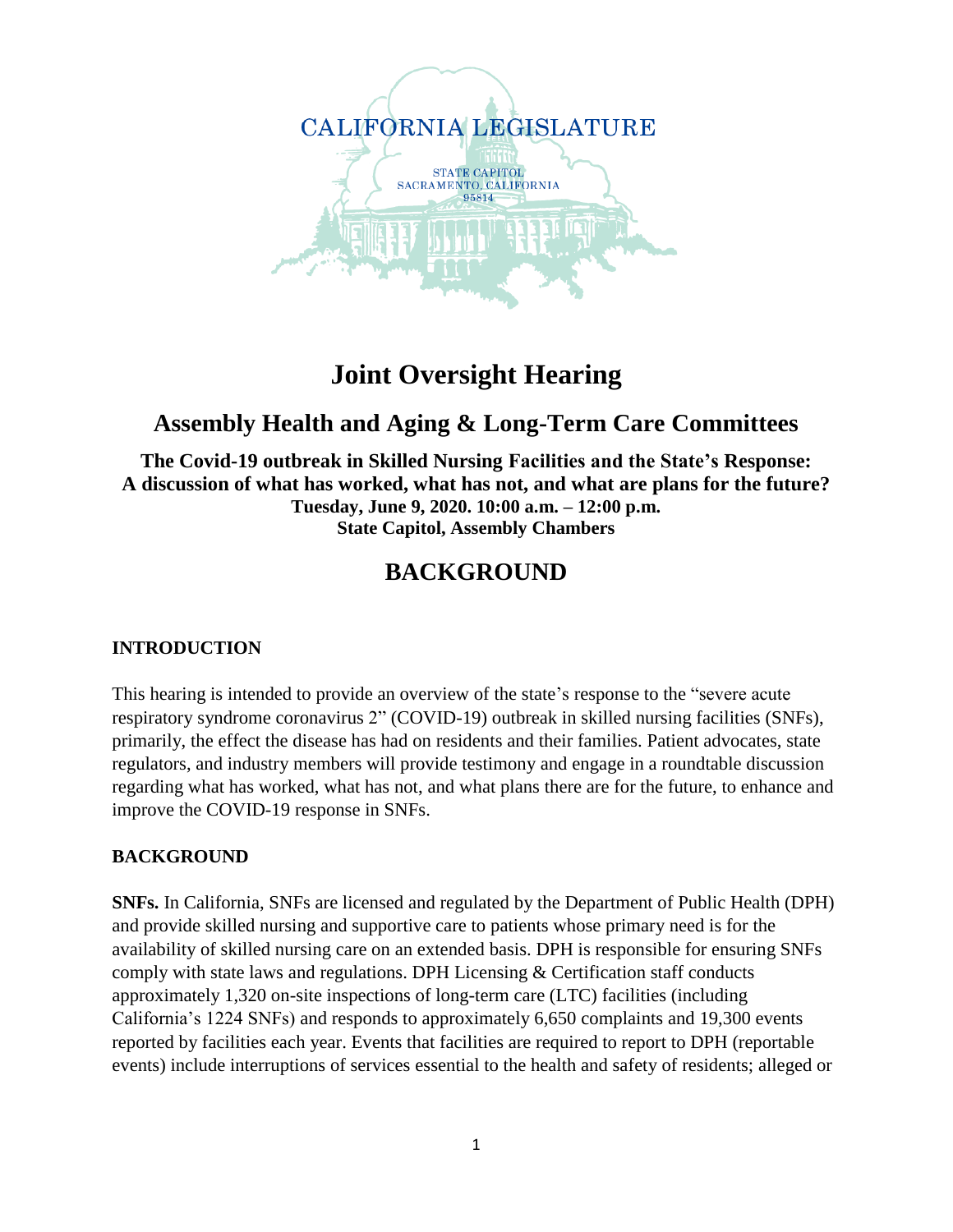CALIFORNIA LEGISLATURE

STATE CAPITOL
SACRAMENTO, CALIFORNIA
95814

# Joint Oversight Hearing

## Assembly Health and Aging & Long-Term Care Committees

**The Covid-19 outbreak in Skilled Nursing Facilities and the State's Response: A discussion of what has worked, what has not, and what are plans for the future?**
**Tuesday, June 9, 2020. 10:00 a.m. – 12:00 p.m.**
**State Capitol, Assembly Chambers**

# BACKGROUND

### INTRODUCTION

This hearing is intended to provide an overview of the state's response to the "severe acute respiratory syndrome coronavirus 2" (COVID-19) outbreak in skilled nursing facilities (SNFs), primarily, the effect the disease has had on residents and their families. Patient advocates, state regulators, and industry members will provide testimony and engage in a roundtable discussion regarding what has worked, what has not, and what plans there are for the future, to enhance and improve the COVID-19 response in SNFs.

### BACKGROUND

**SNFs.** In California, SNFs are licensed and regulated by the Department of Public Health (DPH) and provide skilled nursing and supportive care to patients whose primary need is for the availability of skilled nursing care on an extended basis. DPH is responsible for ensuring SNFs comply with state laws and regulations. DPH Licensing & Certification staff conducts approximately 1,320 on-site inspections of long-term care (LTC) facilities (including California's 1224 SNFs) and responds to approximately 6,650 complaints and 19,300 events reported by facilities each year. Events that facilities are required to report to DPH (reportable events) include interruptions of services essential to the health and safety of residents; alleged or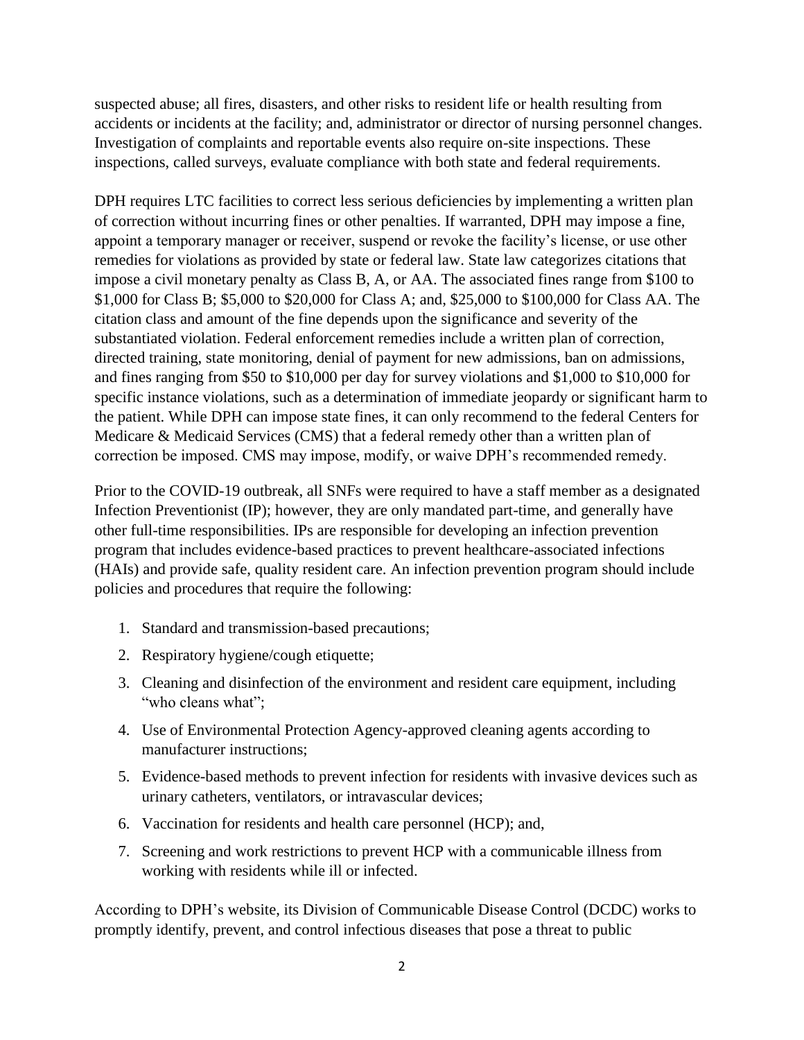suspected abuse; all fires, disasters, and other risks to resident life or health resulting from accidents or incidents at the facility; and, administrator or director of nursing personnel changes. Investigation of complaints and reportable events also require on-site inspections. These inspections, called surveys, evaluate compliance with both state and federal requirements.

DPH requires LTC facilities to correct less serious deficiencies by implementing a written plan of correction without incurring fines or other penalties. If warranted, DPH may impose a fine, appoint a temporary manager or receiver, suspend or revoke the facility's license, or use other remedies for violations as provided by state or federal law. State law categorizes citations that impose a civil monetary penalty as Class B, A, or AA. The associated fines range from $100 to $1,000 for Class B; $5,000 to $20,000 for Class A; and, $25,000 to $100,000 for Class AA. The citation class and amount of the fine depends upon the significance and severity of the substantiated violation. Federal enforcement remedies include a written plan of correction, directed training, state monitoring, denial of payment for new admissions, ban on admissions, and fines ranging from $50 to $10,000 per day for survey violations and $1,000 to $10,000 for specific instance violations, such as a determination of immediate jeopardy or significant harm to the patient. While DPH can impose state fines, it can only recommend to the federal Centers for Medicare & Medicaid Services (CMS) that a federal remedy other than a written plan of correction be imposed. CMS may impose, modify, or waive DPH's recommended remedy.

Prior to the COVID-19 outbreak, all SNFs were required to have a staff member as a designated Infection Preventionist (IP); however, they are only mandated part-time, and generally have other full-time responsibilities. IPs are responsible for developing an infection prevention program that includes evidence-based practices to prevent healthcare-associated infections (HAIs) and provide safe, quality resident care. An infection prevention program should include policies and procedures that require the following:

1. Standard and transmission-based precautions;
2. Respiratory hygiene/cough etiquette;
3. Cleaning and disinfection of the environment and resident care equipment, including "who cleans what";
4. Use of Environmental Protection Agency-approved cleaning agents according to manufacturer instructions;
5. Evidence-based methods to prevent infection for residents with invasive devices such as urinary catheters, ventilators, or intravascular devices;
6. Vaccination for residents and health care personnel (HCP); and,
7. Screening and work restrictions to prevent HCP with a communicable illness from working with residents while ill or infected.

According to DPH's website, its Division of Communicable Disease Control (DCDC) works to promptly identify, prevent, and control infectious diseases that pose a threat to public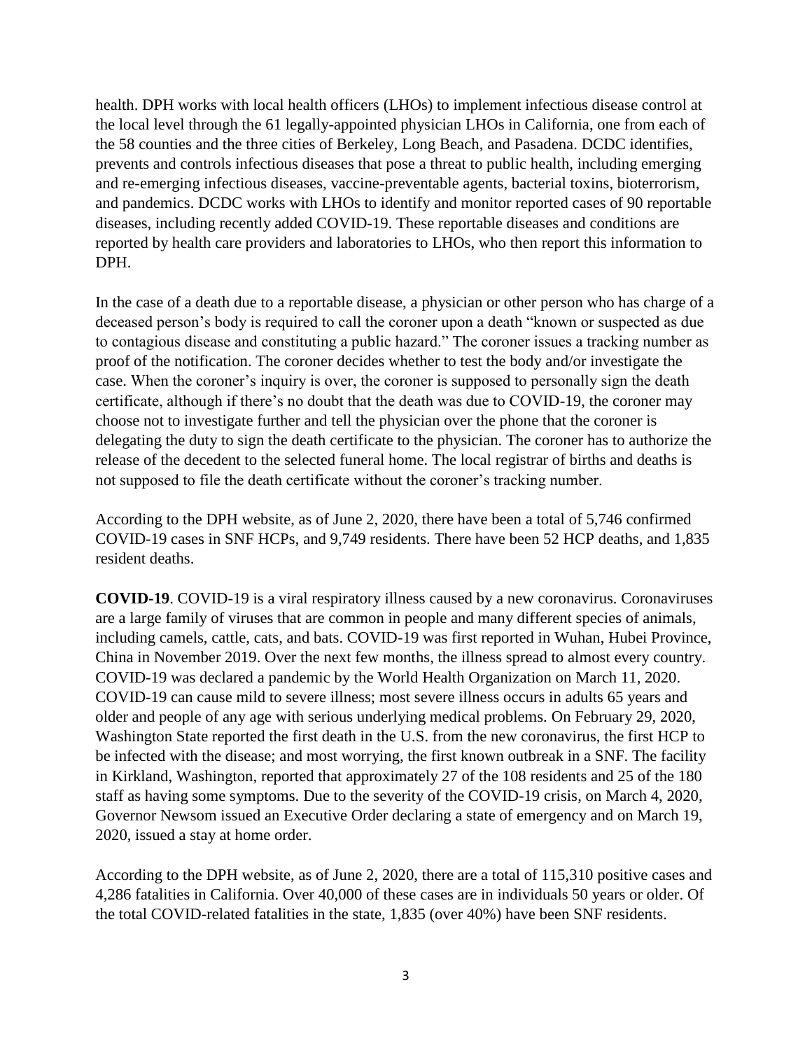health. DPH works with local health officers (LHOs) to implement infectious disease control at the local level through the 61 legally-appointed physician LHOs in California, one from each of the 58 counties and the three cities of Berkeley, Long Beach, and Pasadena. DCDC identifies, prevents and controls infectious diseases that pose a threat to public health, including emerging and re-emerging infectious diseases, vaccine-preventable agents, bacterial toxins, bioterrorism, and pandemics. DCDC works with LHOs to identify and monitor reported cases of 90 reportable diseases, including recently added COVID-19. These reportable diseases and conditions are reported by health care providers and laboratories to LHOs, who then report this information to DPH.

In the case of a death due to a reportable disease, a physician or other person who has charge of a deceased person's body is required to call the coroner upon a death "known or suspected as due to contagious disease and constituting a public hazard." The coroner issues a tracking number as proof of the notification. The coroner decides whether to test the body and/or investigate the case. When the coroner's inquiry is over, the coroner is supposed to personally sign the death certificate, although if there's no doubt that the death was due to COVID-19, the coroner may choose not to investigate further and tell the physician over the phone that the coroner is delegating the duty to sign the death certificate to the physician. The coroner has to authorize the release of the decedent to the selected funeral home. The local registrar of births and deaths is not supposed to file the death certificate without the coroner's tracking number.

According to the DPH website, as of June 2, 2020, there have been a total of 5,746 confirmed COVID-19 cases in SNF HCPs, and 9,749 residents. There have been 52 HCP deaths, and 1,835 resident deaths.

**COVID-19**. COVID-19 is a viral respiratory illness caused by a new coronavirus. Coronaviruses are a large family of viruses that are common in people and many different species of animals, including camels, cattle, cats, and bats. COVID-19 was first reported in Wuhan, Hubei Province, China in November 2019. Over the next few months, the illness spread to almost every country. COVID-19 was declared a pandemic by the World Health Organization on March 11, 2020. COVID-19 can cause mild to severe illness; most severe illness occurs in adults 65 years and older and people of any age with serious underlying medical problems. On February 29, 2020, Washington State reported the first death in the U.S. from the new coronavirus, the first HCP to be infected with the disease; and most worrying, the first known outbreak in a SNF. The facility in Kirkland, Washington, reported that approximately 27 of the 108 residents and 25 of the 180 staff as having some symptoms. Due to the severity of the COVID-19 crisis, on March 4, 2020, Governor Newsom issued an Executive Order declaring a state of emergency and on March 19, 2020, issued a stay at home order.

According to the DPH website, as of June 2, 2020, there are a total of 115,310 positive cases and 4,286 fatalities in California. Over 40,000 of these cases are in individuals 50 years or older. Of the total COVID-related fatalities in the state, 1,835 (over 40%) have been SNF residents.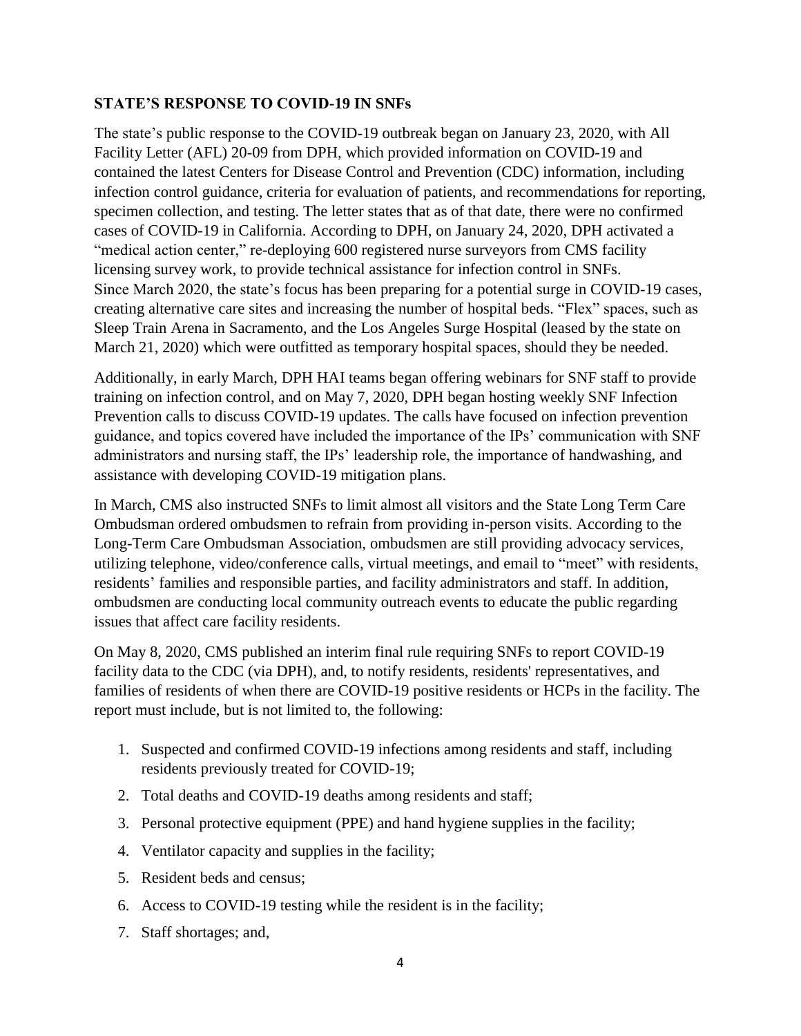## STATE'S RESPONSE TO COVID-19 IN SNFs

The state's public response to the COVID-19 outbreak began on January 23, 2020, with All Facility Letter (AFL) 20-09 from DPH, which provided information on COVID-19 and contained the latest Centers for Disease Control and Prevention (CDC) information, including infection control guidance, criteria for evaluation of patients, and recommendations for reporting, specimen collection, and testing. The letter states that as of that date, there were no confirmed cases of COVID-19 in California. According to DPH, on January 24, 2020, DPH activated a "medical action center," re-deploying 600 registered nurse surveyors from CMS facility licensing survey work, to provide technical assistance for infection control in SNFs. Since March 2020, the state's focus has been preparing for a potential surge in COVID-19 cases, creating alternative care sites and increasing the number of hospital beds. "Flex" spaces, such as Sleep Train Arena in Sacramento, and the Los Angeles Surge Hospital (leased by the state on March 21, 2020) which were outfitted as temporary hospital spaces, should they be needed.

Additionally, in early March, DPH HAI teams began offering webinars for SNF staff to provide training on infection control, and on May 7, 2020, DPH began hosting weekly SNF Infection Prevention calls to discuss COVID-19 updates. The calls have focused on infection prevention guidance, and topics covered have included the importance of the IPs' communication with SNF administrators and nursing staff, the IPs' leadership role, the importance of handwashing, and assistance with developing COVID-19 mitigation plans.

In March, CMS also instructed SNFs to limit almost all visitors and the State Long Term Care Ombudsman ordered ombudsmen to refrain from providing in-person visits. According to the Long-Term Care Ombudsman Association, ombudsmen are still providing advocacy services, utilizing telephone, video/conference calls, virtual meetings, and email to "meet" with residents, residents' families and responsible parties, and facility administrators and staff. In addition, ombudsmen are conducting local community outreach events to educate the public regarding issues that affect care facility residents.

On May 8, 2020, CMS published an interim final rule requiring SNFs to report COVID-19 facility data to the CDC (via DPH), and, to notify residents, residents' representatives, and families of residents of when there are COVID-19 positive residents or HCPs in the facility. The report must include, but is not limited to, the following:

1. Suspected and confirmed COVID-19 infections among residents and staff, including residents previously treated for COVID-19;
2. Total deaths and COVID-19 deaths among residents and staff;
3. Personal protective equipment (PPE) and hand hygiene supplies in the facility;
4. Ventilator capacity and supplies in the facility;
5. Resident beds and census;
6. Access to COVID-19 testing while the resident is in the facility;
7. Staff shortages; and,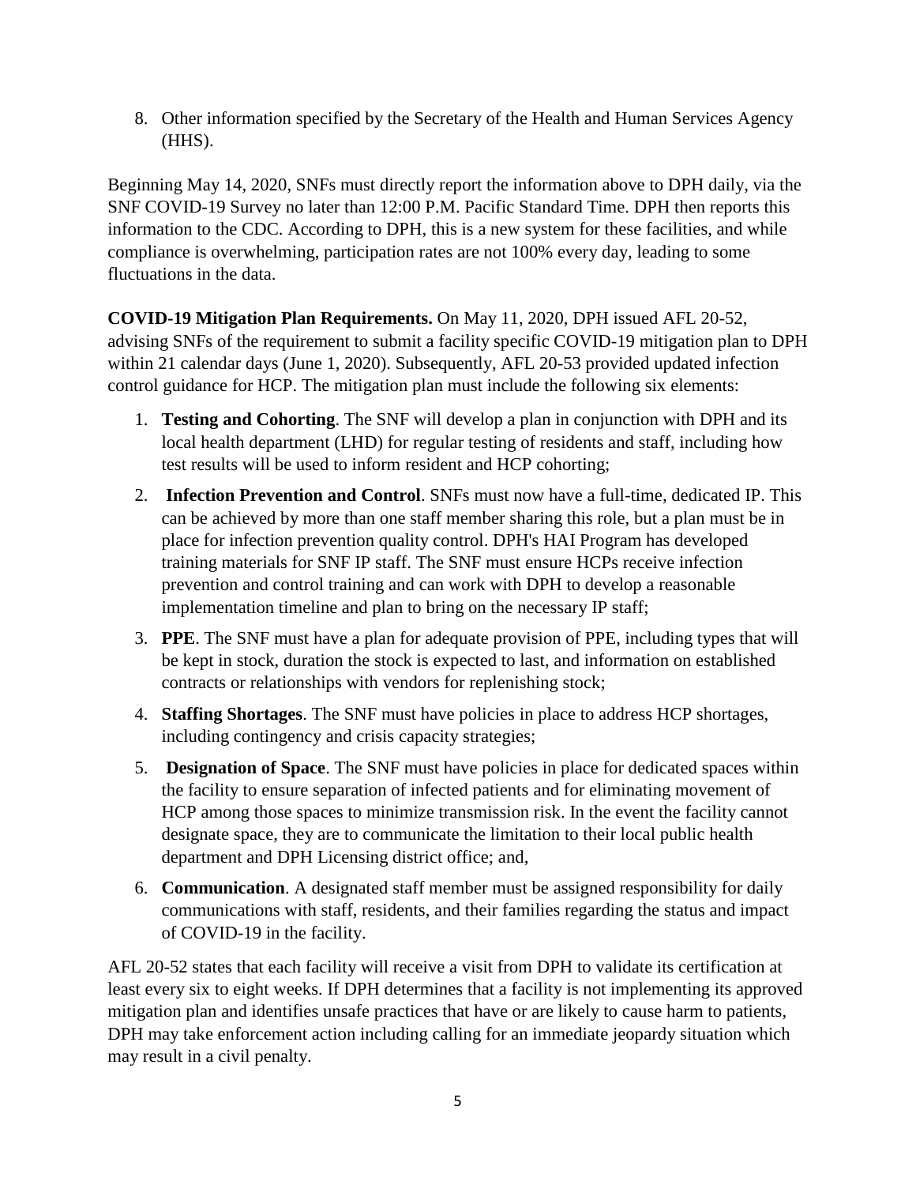8. Other information specified by the Secretary of the Health and Human Services Agency (HHS).

Beginning May 14, 2020, SNFs must directly report the information above to DPH daily, via the SNF COVID-19 Survey no later than 12:00 P.M. Pacific Standard Time. DPH then reports this information to the CDC. According to DPH, this is a new system for these facilities, and while compliance is overwhelming, participation rates are not 100% every day, leading to some fluctuations in the data.

**COVID-19 Mitigation Plan Requirements.** On May 11, 2020, DPH issued AFL 20-52, advising SNFs of the requirement to submit a facility specific COVID-19 mitigation plan to DPH within 21 calendar days (June 1, 2020). Subsequently, AFL 20-53 provided updated infection control guidance for HCP. The mitigation plan must include the following six elements:

1. **Testing and Cohorting**. The SNF will develop a plan in conjunction with DPH and its local health department (LHD) for regular testing of residents and staff, including how test results will be used to inform resident and HCP cohorting;
2. **Infection Prevention and Control**. SNFs must now have a full-time, dedicated IP. This can be achieved by more than one staff member sharing this role, but a plan must be in place for infection prevention quality control. DPH's HAI Program has developed training materials for SNF IP staff. The SNF must ensure HCPs receive infection prevention and control training and can work with DPH to develop a reasonable implementation timeline and plan to bring on the necessary IP staff;
3. **PPE**. The SNF must have a plan for adequate provision of PPE, including types that will be kept in stock, duration the stock is expected to last, and information on established contracts or relationships with vendors for replenishing stock;
4. **Staffing Shortages**. The SNF must have policies in place to address HCP shortages, including contingency and crisis capacity strategies;
5. **Designation of Space**. The SNF must have policies in place for dedicated spaces within the facility to ensure separation of infected patients and for eliminating movement of HCP among those spaces to minimize transmission risk. In the event the facility cannot designate space, they are to communicate the limitation to their local public health department and DPH Licensing district office; and,
6. **Communication**. A designated staff member must be assigned responsibility for daily communications with staff, residents, and their families regarding the status and impact of COVID-19 in the facility.

AFL 20-52 states that each facility will receive a visit from DPH to validate its certification at least every six to eight weeks. If DPH determines that a facility is not implementing its approved mitigation plan and identifies unsafe practices that have or are likely to cause harm to patients, DPH may take enforcement action including calling for an immediate jeopardy situation which may result in a civil penalty.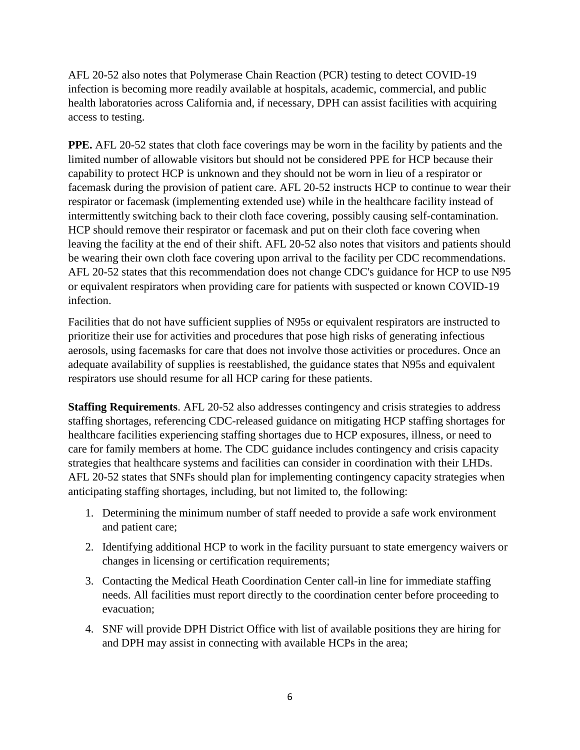AFL 20-52 also notes that Polymerase Chain Reaction (PCR) testing to detect COVID-19 infection is becoming more readily available at hospitals, academic, commercial, and public health laboratories across California and, if necessary, DPH can assist facilities with acquiring access to testing.

**PPE.** AFL 20-52 states that cloth face coverings may be worn in the facility by patients and the limited number of allowable visitors but should not be considered PPE for HCP because their capability to protect HCP is unknown and they should not be worn in lieu of a respirator or facemask during the provision of patient care. AFL 20-52 instructs HCP to continue to wear their respirator or facemask (implementing extended use) while in the healthcare facility instead of intermittently switching back to their cloth face covering, possibly causing self-contamination. HCP should remove their respirator or facemask and put on their cloth face covering when leaving the facility at the end of their shift. AFL 20-52 also notes that visitors and patients should be wearing their own cloth face covering upon arrival to the facility per CDC recommendations. AFL 20-52 states that this recommendation does not change CDC's guidance for HCP to use N95 or equivalent respirators when providing care for patients with suspected or known COVID-19 infection.

Facilities that do not have sufficient supplies of N95s or equivalent respirators are instructed to prioritize their use for activities and procedures that pose high risks of generating infectious aerosols, using facemasks for care that does not involve those activities or procedures. Once an adequate availability of supplies is reestablished, the guidance states that N95s and equivalent respirators use should resume for all HCP caring for these patients.

**Staffing Requirements**. AFL 20-52 also addresses contingency and crisis strategies to address staffing shortages, referencing CDC-released guidance on mitigating HCP staffing shortages for healthcare facilities experiencing staffing shortages due to HCP exposures, illness, or need to care for family members at home. The CDC guidance includes contingency and crisis capacity strategies that healthcare systems and facilities can consider in coordination with their LHDs. AFL 20-52 states that SNFs should plan for implementing contingency capacity strategies when anticipating staffing shortages, including, but not limited to, the following:

1. Determining the minimum number of staff needed to provide a safe work environment and patient care;
2. Identifying additional HCP to work in the facility pursuant to state emergency waivers or changes in licensing or certification requirements;
3. Contacting the Medical Heath Coordination Center call-in line for immediate staffing needs. All facilities must report directly to the coordination center before proceeding to evacuation;
4. SNF will provide DPH District Office with list of available positions they are hiring for and DPH may assist in connecting with available HCPs in the area;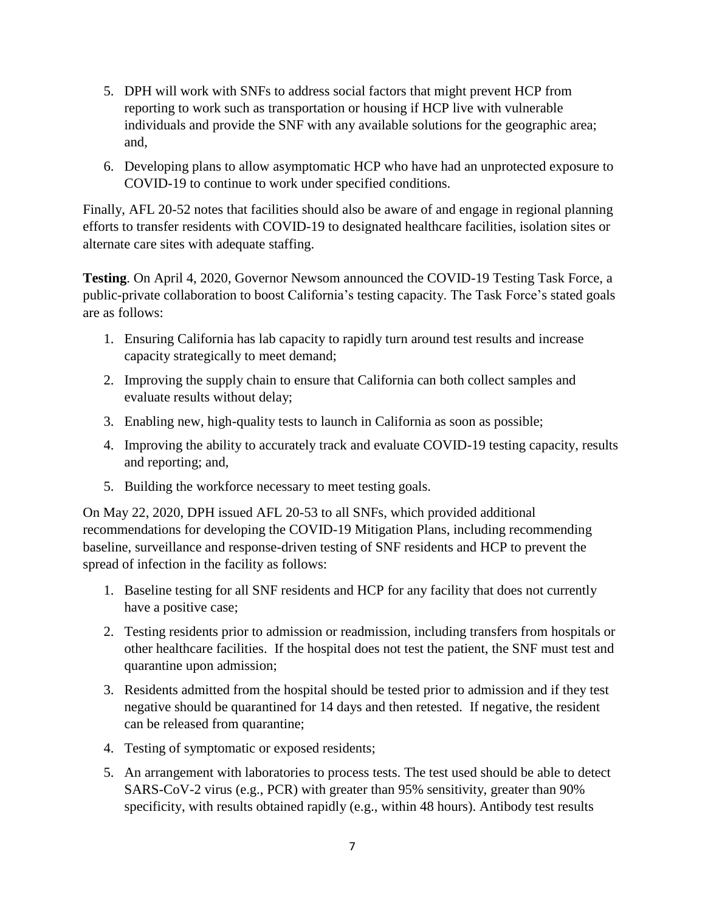5. DPH will work with SNFs to address social factors that might prevent HCP from reporting to work such as transportation or housing if HCP live with vulnerable individuals and provide the SNF with any available solutions for the geographic area; and,
6. Developing plans to allow asymptomatic HCP who have had an unprotected exposure to COVID-19 to continue to work under specified conditions.

Finally, AFL 20-52 notes that facilities should also be aware of and engage in regional planning efforts to transfer residents with COVID-19 to designated healthcare facilities, isolation sites or alternate care sites with adequate staffing.

**Testing**. On April 4, 2020, Governor Newsom announced the COVID-19 Testing Task Force, a public-private collaboration to boost California's testing capacity. The Task Force's stated goals are as follows:

1. Ensuring California has lab capacity to rapidly turn around test results and increase capacity strategically to meet demand;
2. Improving the supply chain to ensure that California can both collect samples and evaluate results without delay;
3. Enabling new, high-quality tests to launch in California as soon as possible;
4. Improving the ability to accurately track and evaluate COVID-19 testing capacity, results and reporting; and,
5. Building the workforce necessary to meet testing goals.

On May 22, 2020, DPH issued AFL 20-53 to all SNFs, which provided additional recommendations for developing the COVID-19 Mitigation Plans, including recommending baseline, surveillance and response-driven testing of SNF residents and HCP to prevent the spread of infection in the facility as follows:

1. Baseline testing for all SNF residents and HCP for any facility that does not currently have a positive case;
2. Testing residents prior to admission or readmission, including transfers from hospitals or other healthcare facilities. If the hospital does not test the patient, the SNF must test and quarantine upon admission;
3. Residents admitted from the hospital should be tested prior to admission and if they test negative should be quarantined for 14 days and then retested. If negative, the resident can be released from quarantine;
4. Testing of symptomatic or exposed residents;
5. An arrangement with laboratories to process tests. The test used should be able to detect SARS-CoV-2 virus (e.g., PCR) with greater than 95% sensitivity, greater than 90% specificity, with results obtained rapidly (e.g., within 48 hours). Antibody test results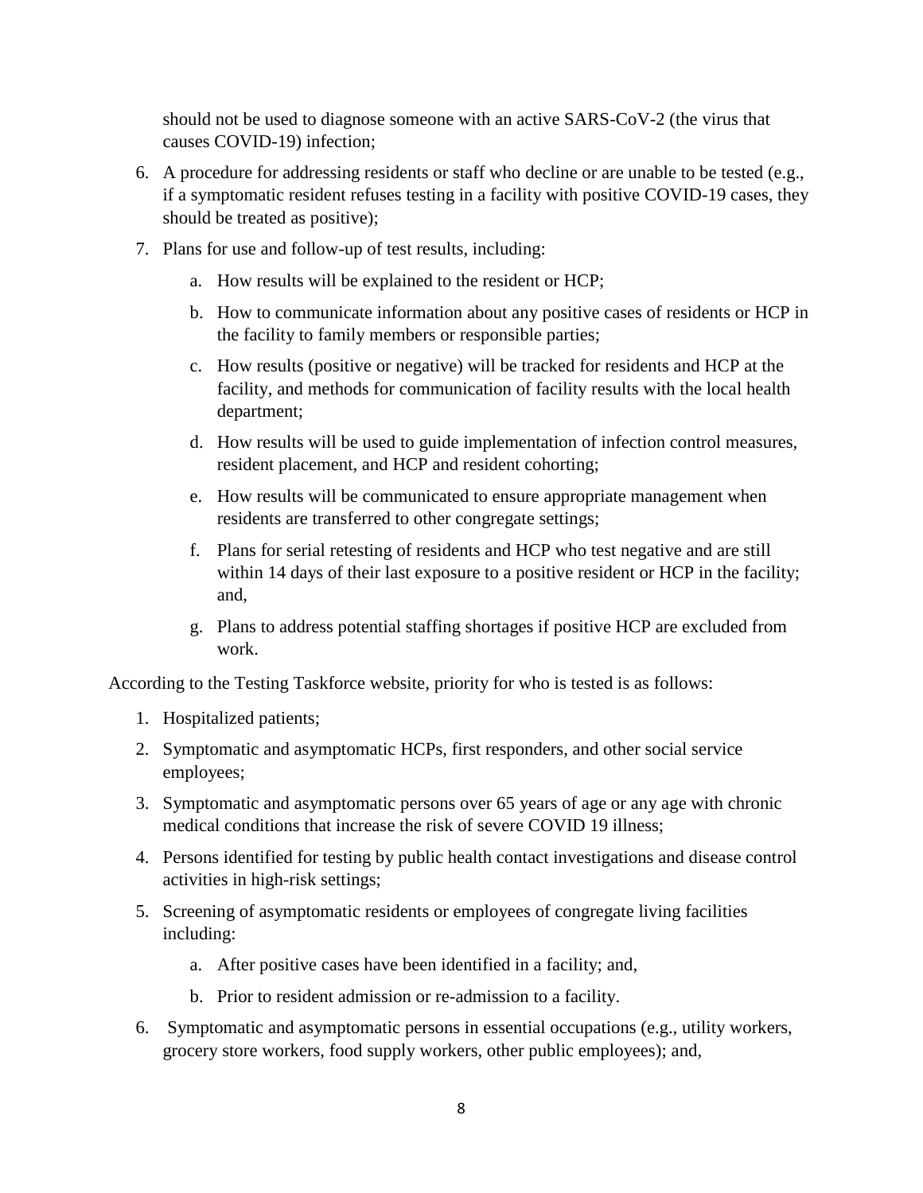should not be used to diagnose someone with an active SARS-CoV-2 (the virus that causes COVID-19) infection;

6. A procedure for addressing residents or staff who decline or are unable to be tested (e.g., if a symptomatic resident refuses testing in a facility with positive COVID-19 cases, they should be treated as positive);
7. Plans for use and follow-up of test results, including:
    a. How results will be explained to the resident or HCP;
    b. How to communicate information about any positive cases of residents or HCP in the facility to family members or responsible parties;
    c. How results (positive or negative) will be tracked for residents and HCP at the facility, and methods for communication of facility results with the local health department;
    d. How results will be used to guide implementation of infection control measures, resident placement, and HCP and resident cohorting;
    e. How results will be communicated to ensure appropriate management when residents are transferred to other congregate settings;
    f. Plans for serial retesting of residents and HCP who test negative and are still within 14 days of their last exposure to a positive resident or HCP in the facility; and,
    g. Plans to address potential staffing shortages if positive HCP are excluded from work.

According to the Testing Taskforce website, priority for who is tested is as follows:

1. Hospitalized patients;
2. Symptomatic and asymptomatic HCPs, first responders, and other social service employees;
3. Symptomatic and asymptomatic persons over 65 years of age or any age with chronic medical conditions that increase the risk of severe COVID 19 illness;
4. Persons identified for testing by public health contact investigations and disease control activities in high-risk settings;
5. Screening of asymptomatic residents or employees of congregate living facilities including:
    a. After positive cases have been identified in a facility; and,
    b. Prior to resident admission or re-admission to a facility.
6. Symptomatic and asymptomatic persons in essential occupations (e.g., utility workers, grocery store workers, food supply workers, other public employees); and,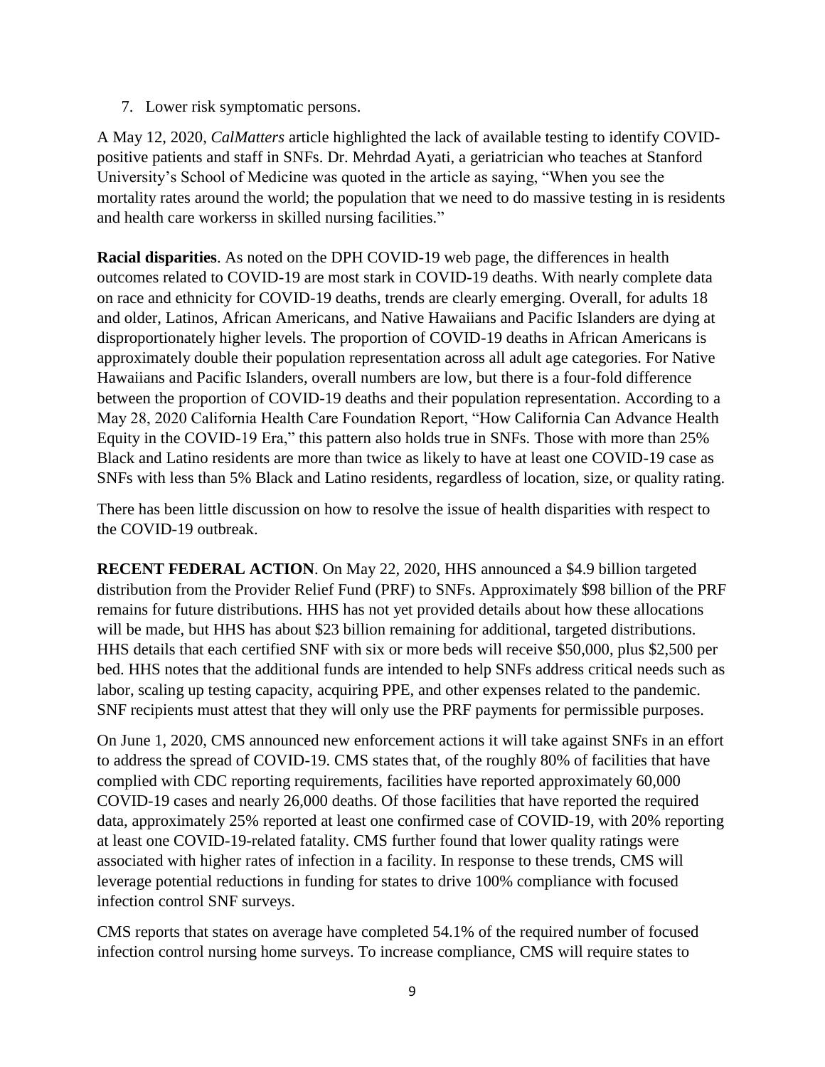7. Lower risk symptomatic persons.

A May 12, 2020, *CalMatters* article highlighted the lack of available testing to identify COVID-positive patients and staff in SNFs. Dr. Mehrdad Ayati, a geriatrician who teaches at Stanford University's School of Medicine was quoted in the article as saying, "When you see the mortality rates around the world; the population that we need to do massive testing in is residents and health care workerss in skilled nursing facilities."

**Racial disparities**. As noted on the DPH COVID-19 web page, the differences in health outcomes related to COVID-19 are most stark in COVID-19 deaths. With nearly complete data on race and ethnicity for COVID-19 deaths, trends are clearly emerging. Overall, for adults 18 and older, Latinos, African Americans, and Native Hawaiians and Pacific Islanders are dying at disproportionately higher levels. The proportion of COVID-19 deaths in African Americans is approximately double their population representation across all adult age categories. For Native Hawaiians and Pacific Islanders, overall numbers are low, but there is a four-fold difference between the proportion of COVID-19 deaths and their population representation. According to a May 28, 2020 California Health Care Foundation Report, "How California Can Advance Health Equity in the COVID-19 Era," this pattern also holds true in SNFs. Those with more than 25% Black and Latino residents are more than twice as likely to have at least one COVID-19 case as SNFs with less than 5% Black and Latino residents, regardless of location, size, or quality rating.

There has been little discussion on how to resolve the issue of health disparities with respect to the COVID-19 outbreak.

**RECENT FEDERAL ACTION**. On May 22, 2020, HHS announced a $4.9 billion targeted distribution from the Provider Relief Fund (PRF) to SNFs. Approximately $98 billion of the PRF remains for future distributions. HHS has not yet provided details about how these allocations will be made, but HHS has about $23 billion remaining for additional, targeted distributions. HHS details that each certified SNF with six or more beds will receive $50,000, plus $2,500 per bed. HHS notes that the additional funds are intended to help SNFs address critical needs such as labor, scaling up testing capacity, acquiring PPE, and other expenses related to the pandemic. SNF recipients must attest that they will only use the PRF payments for permissible purposes.

On June 1, 2020, CMS announced new enforcement actions it will take against SNFs in an effort to address the spread of COVID-19. CMS states that, of the roughly 80% of facilities that have complied with CDC reporting requirements, facilities have reported approximately 60,000 COVID-19 cases and nearly 26,000 deaths. Of those facilities that have reported the required data, approximately 25% reported at least one confirmed case of COVID-19, with 20% reporting at least one COVID-19-related fatality. CMS further found that lower quality ratings were associated with higher rates of infection in a facility. In response to these trends, CMS will leverage potential reductions in funding for states to drive 100% compliance with focused infection control SNF surveys.

CMS reports that states on average have completed 54.1% of the required number of focused infection control nursing home surveys. To increase compliance, CMS will require states to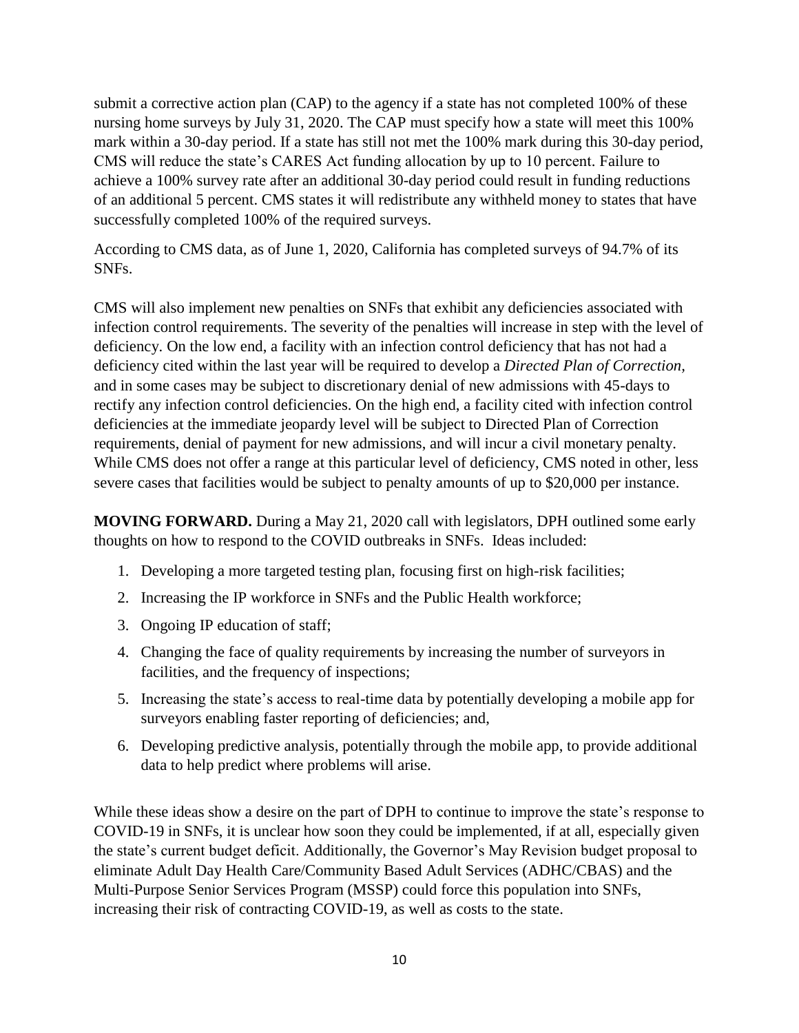submit a corrective action plan (CAP) to the agency if a state has not completed 100% of these nursing home surveys by July 31, 2020. The CAP must specify how a state will meet this 100% mark within a 30-day period. If a state has still not met the 100% mark during this 30-day period, CMS will reduce the state's CARES Act funding allocation by up to 10 percent. Failure to achieve a 100% survey rate after an additional 30-day period could result in funding reductions of an additional 5 percent. CMS states it will redistribute any withheld money to states that have successfully completed 100% of the required surveys.

According to CMS data, as of June 1, 2020, California has completed surveys of 94.7% of its SNFs.

CMS will also implement new penalties on SNFs that exhibit any deficiencies associated with infection control requirements. The severity of the penalties will increase in step with the level of deficiency. On the low end, a facility with an infection control deficiency that has not had a deficiency cited within the last year will be required to develop a *Directed Plan of Correction,* and in some cases may be subject to discretionary denial of new admissions with 45-days to rectify any infection control deficiencies. On the high end, a facility cited with infection control deficiencies at the immediate jeopardy level will be subject to Directed Plan of Correction requirements, denial of payment for new admissions, and will incur a civil monetary penalty. While CMS does not offer a range at this particular level of deficiency, CMS noted in other, less severe cases that facilities would be subject to penalty amounts of up to $20,000 per instance.

**MOVING FORWARD.** During a May 21, 2020 call with legislators, DPH outlined some early thoughts on how to respond to the COVID outbreaks in SNFs. Ideas included:

1. Developing a more targeted testing plan, focusing first on high-risk facilities;
2. Increasing the IP workforce in SNFs and the Public Health workforce;
3. Ongoing IP education of staff;
4. Changing the face of quality requirements by increasing the number of surveyors in facilities, and the frequency of inspections;
5. Increasing the state's access to real-time data by potentially developing a mobile app for surveyors enabling faster reporting of deficiencies; and,
6. Developing predictive analysis, potentially through the mobile app, to provide additional data to help predict where problems will arise.

While these ideas show a desire on the part of DPH to continue to improve the state's response to COVID-19 in SNFs, it is unclear how soon they could be implemented, if at all, especially given the state's current budget deficit. Additionally, the Governor's May Revision budget proposal to eliminate Adult Day Health Care/Community Based Adult Services (ADHC/CBAS) and the Multi-Purpose Senior Services Program (MSSP) could force this population into SNFs, increasing their risk of contracting COVID-19, as well as costs to the state.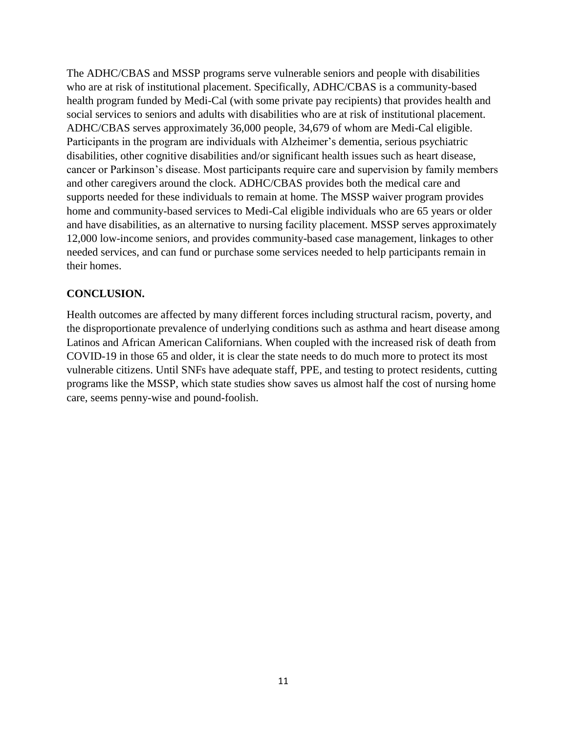The ADHC/CBAS and MSSP programs serve vulnerable seniors and people with disabilities who are at risk of institutional placement. Specifically, ADHC/CBAS is a community-based health program funded by Medi-Cal (with some private pay recipients) that provides health and social services to seniors and adults with disabilities who are at risk of institutional placement. ADHC/CBAS serves approximately 36,000 people, 34,679 of whom are Medi-Cal eligible. Participants in the program are individuals with Alzheimer's dementia, serious psychiatric disabilities, other cognitive disabilities and/or significant health issues such as heart disease, cancer or Parkinson's disease. Most participants require care and supervision by family members and other caregivers around the clock. ADHC/CBAS provides both the medical care and supports needed for these individuals to remain at home. The MSSP waiver program provides home and community-based services to Medi-Cal eligible individuals who are 65 years or older and have disabilities, as an alternative to nursing facility placement. MSSP serves approximately 12,000 low-income seniors, and provides community-based case management, linkages to other needed services, and can fund or purchase some services needed to help participants remain in their homes.

**CONCLUSION.**

Health outcomes are affected by many different forces including structural racism, poverty, and the disproportionate prevalence of underlying conditions such as asthma and heart disease among Latinos and African American Californians. When coupled with the increased risk of death from COVID-19 in those 65 and older, it is clear the state needs to do much more to protect its most vulnerable citizens. Until SNFs have adequate staff, PPE, and testing to protect residents, cutting programs like the MSSP, which state studies show saves us almost half the cost of nursing home care, seems penny-wise and pound-foolish.